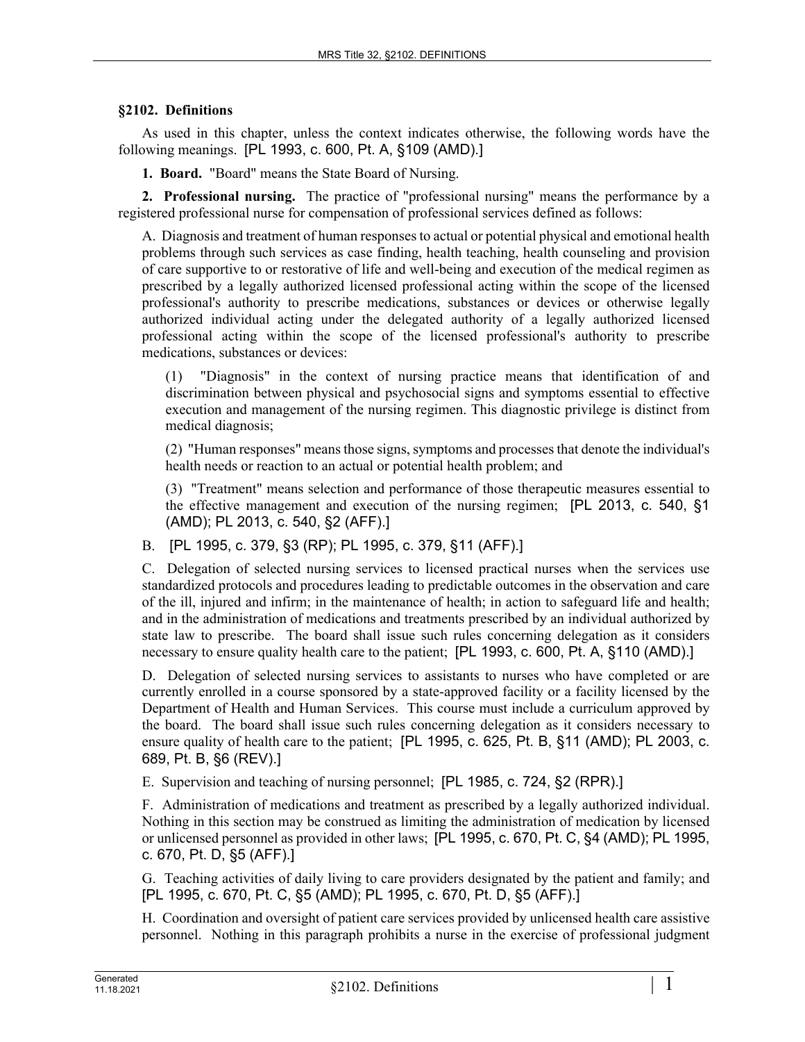## §2102. Definitions

As used in this chapter, unless the context indicates otherwise, the following words have the following meanings. [PL 1993, c. 600, Pt. A, §109 (AMD).]

**1. Board.** "Board" means the State Board of Nursing.

**2. Professional nursing.** The practice of "professional nursing" means the performance by a registered professional nurse for compensation of professional services defined as follows:

A. Diagnosis and treatment of human responses to actual or potential physical and emotional health problems through such services as case finding, health teaching, health counseling and provision of care supportive to or restorative of life and well-being and execution of the medical regimen as prescribed by a legally authorized licensed professional acting within the scope of the licensed professional's authority to prescribe medications, substances or devices or otherwise legally authorized individual acting under the delegated authority of a legally authorized licensed professional acting within the scope of the licensed professional's authority to prescribe medications, substances or devices:

(1) "Diagnosis" in the context of nursing practice means that identification of and discrimination between physical and psychosocial signs and symptoms essential to effective execution and management of the nursing regimen. This diagnostic privilege is distinct from medical diagnosis;

(2) "Human responses" means those signs, symptoms and processes that denote the individual's health needs or reaction to an actual or potential health problem; and

(3) "Treatment" means selection and performance of those therapeutic measures essential to the effective management and execution of the nursing regimen; [PL 2013, c. 540, §1 (AMD); PL 2013, c. 540, §2 (AFF).]

B. [PL 1995, c. 379, §3 (RP); PL 1995, c. 379, §11 (AFF).]

C. Delegation of selected nursing services to licensed practical nurses when the services use standardized protocols and procedures leading to predictable outcomes in the observation and care of the ill, injured and infirm; in the maintenance of health; in action to safeguard life and health; and in the administration of medications and treatments prescribed by an individual authorized by state law to prescribe. The board shall issue such rules concerning delegation as it considers necessary to ensure quality health care to the patient; [PL 1993, c. 600, Pt. A, §110 (AMD).]

D. Delegation of selected nursing services to assistants to nurses who have completed or are currently enrolled in a course sponsored by a state-approved facility or a facility licensed by the Department of Health and Human Services. This course must include a curriculum approved by the board. The board shall issue such rules concerning delegation as it considers necessary to ensure quality of health care to the patient; [PL 1995, c. 625, Pt. B, §11 (AMD); PL 2003, c. 689, Pt. B, §6 (REV).]

E. Supervision and teaching of nursing personnel; [PL 1985, c. 724, §2 (RPR).]

F. Administration of medications and treatment as prescribed by a legally authorized individual. Nothing in this section may be construed as limiting the administration of medication by licensed or unlicensed personnel as provided in other laws; [PL 1995, c. 670, Pt. C, §4 (AMD); PL 1995, c. 670, Pt. D, §5 (AFF).]

G. Teaching activities of daily living to care providers designated by the patient and family; and [PL 1995, c. 670, Pt. C, §5 (AMD); PL 1995, c. 670, Pt. D, §5 (AFF).]

H. Coordination and oversight of patient care services provided by unlicensed health care assistive personnel. Nothing in this paragraph prohibits a nurse in the exercise of professional judgment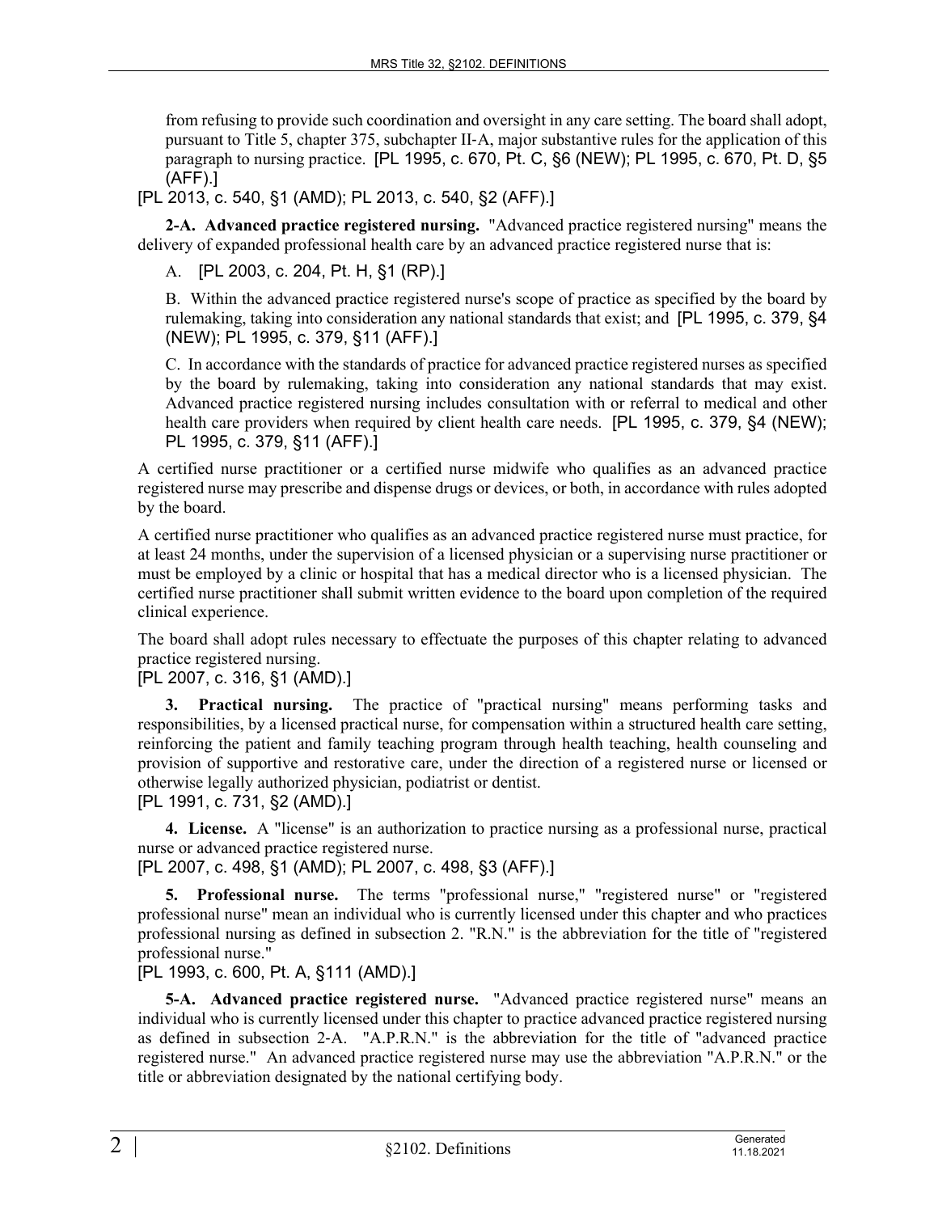from refusing to provide such coordination and oversight in any care setting. The board shall adopt, pursuant to Title 5, chapter 375, subchapter II-A, major substantive rules for the application of this paragraph to nursing practice. [PL 1995, c. 670, Pt. C, §6 (NEW); PL 1995, c. 670, Pt. D, §5 (AFF).]

[PL 2013, c. 540, §1 (AMD); PL 2013, c. 540, §2 (AFF).]

**2-A. Advanced practice registered nursing.** "Advanced practice registered nursing" means the delivery of expanded professional health care by an advanced practice registered nurse that is:

A. [PL 2003, c. 204, Pt. H, §1 (RP).]

B. Within the advanced practice registered nurse's scope of practice as specified by the board by rulemaking, taking into consideration any national standards that exist; and [PL 1995, c. 379, §4 (NEW); PL 1995, c. 379, §11 (AFF).]

C. In accordance with the standards of practice for advanced practice registered nurses as specified by the board by rulemaking, taking into consideration any national standards that may exist. Advanced practice registered nursing includes consultation with or referral to medical and other health care providers when required by client health care needs. [PL 1995, c. 379, §4 (NEW); PL 1995, c. 379, §11 (AFF).]

A certified nurse practitioner or a certified nurse midwife who qualifies as an advanced practice registered nurse may prescribe and dispense drugs or devices, or both, in accordance with rules adopted by the board.

A certified nurse practitioner who qualifies as an advanced practice registered nurse must practice, for at least 24 months, under the supervision of a licensed physician or a supervising nurse practitioner or must be employed by a clinic or hospital that has a medical director who is a licensed physician. The certified nurse practitioner shall submit written evidence to the board upon completion of the required clinical experience.

The board shall adopt rules necessary to effectuate the purposes of this chapter relating to advanced practice registered nursing.

[PL 2007, c. 316, §1 (AMD).]

**3. Practical nursing.** The practice of "practical nursing" means performing tasks and responsibilities, by a licensed practical nurse, for compensation within a structured health care setting, reinforcing the patient and family teaching program through health teaching, health counseling and provision of supportive and restorative care, under the direction of a registered nurse or licensed or otherwise legally authorized physician, podiatrist or dentist.

[PL 1991, c. 731, §2 (AMD).]

**4. License.** A "license" is an authorization to practice nursing as a professional nurse, practical nurse or advanced practice registered nurse.

[PL 2007, c. 498, §1 (AMD); PL 2007, c. 498, §3 (AFF).]

**5. Professional nurse.** The terms "professional nurse," "registered nurse" or "registered professional nurse" mean an individual who is currently licensed under this chapter and who practices professional nursing as defined in subsection 2. "R.N." is the abbreviation for the title of "registered professional nurse."

[PL 1993, c. 600, Pt. A, §111 (AMD).]

**5-A. Advanced practice registered nurse.** "Advanced practice registered nurse" means an individual who is currently licensed under this chapter to practice advanced practice registered nursing as defined in subsection 2-A. "A.P.R.N." is the abbreviation for the title of "advanced practice registered nurse." An advanced practice registered nurse may use the abbreviation "A.P.R.N." or the title or abbreviation designated by the national certifying body.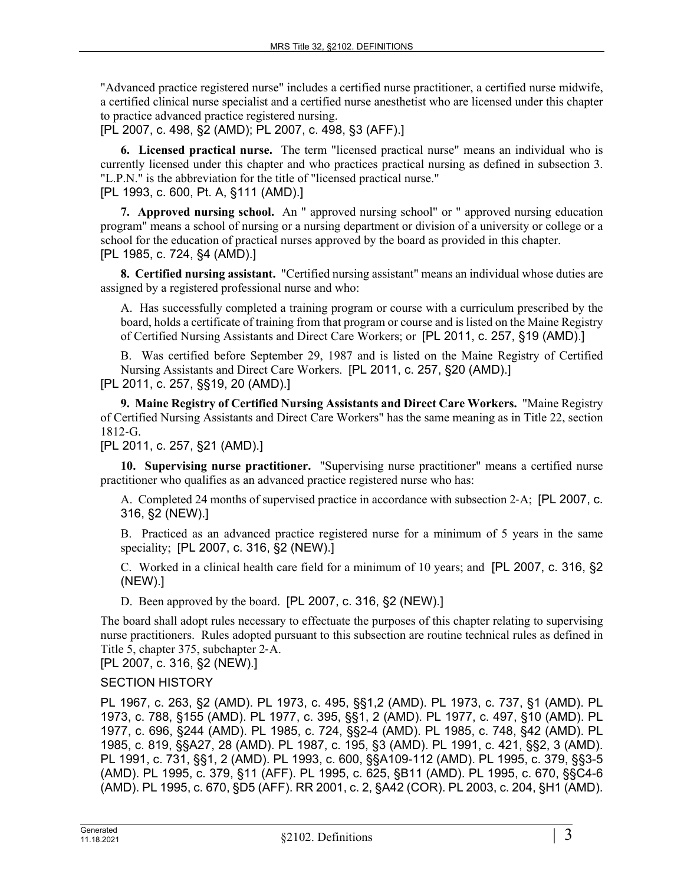"Advanced practice registered nurse" includes a certified nurse practitioner, a certified nurse midwife, a certified clinical nurse specialist and a certified nurse anesthetist who are licensed under this chapter to practice advanced practice registered nursing.

[PL 2007, c. 498, §2 (AMD); PL 2007, c. 498, §3 (AFF).]

**6. Licensed practical nurse.** The term "licensed practical nurse" means an individual who is currently licensed under this chapter and who practices practical nursing as defined in subsection 3. "L.P.N." is the abbreviation for the title of "licensed practical nurse."

[PL 1993, c. 600, Pt. A, §111 (AMD).]

**7. Approved nursing school.** An " approved nursing school" or " approved nursing education program" means a school of nursing or a nursing department or division of a university or college or a school for the education of practical nurses approved by the board as provided in this chapter.

[PL 1985, c. 724, §4 (AMD).]

**8. Certified nursing assistant.** "Certified nursing assistant" means an individual whose duties are assigned by a registered professional nurse and who:

A. Has successfully completed a training program or course with a curriculum prescribed by the board, holds a certificate of training from that program or course and is listed on the Maine Registry of Certified Nursing Assistants and Direct Care Workers; or [PL 2011, c. 257, §19 (AMD).]

B. Was certified before September 29, 1987 and is listed on the Maine Registry of Certified Nursing Assistants and Direct Care Workers. [PL 2011, c. 257, §20 (AMD).]

[PL 2011, c. 257, §§19, 20 (AMD).]

**9. Maine Registry of Certified Nursing Assistants and Direct Care Workers.** "Maine Registry of Certified Nursing Assistants and Direct Care Workers" has the same meaning as in Title 22, section 1812-G.

[PL 2011, c. 257, §21 (AMD).]

**10. Supervising nurse practitioner.** "Supervising nurse practitioner" means a certified nurse practitioner who qualifies as an advanced practice registered nurse who has:

A. Completed 24 months of supervised practice in accordance with subsection 2-A; [PL 2007, c. 316, §2 (NEW).]

B. Practiced as an advanced practice registered nurse for a minimum of 5 years in the same speciality; [PL 2007, c. 316, §2 (NEW).]

C. Worked in a clinical health care field for a minimum of 10 years; and [PL 2007, c. 316, §2 (NEW).]

D. Been approved by the board. [PL 2007, c. 316, §2 (NEW).]

The board shall adopt rules necessary to effectuate the purposes of this chapter relating to supervising nurse practitioners. Rules adopted pursuant to this subsection are routine technical rules as defined in Title 5, chapter 375, subchapter 2-A.

[PL 2007, c. 316, §2 (NEW).]

SECTION HISTORY

PL 1967, c. 263, §2 (AMD). PL 1973, c. 495, §§1,2 (AMD). PL 1973, c. 737, §1 (AMD). PL 1973, c. 788, §155 (AMD). PL 1977, c. 395, §§1, 2 (AMD). PL 1977, c. 497, §10 (AMD). PL 1977, c. 696, §244 (AMD). PL 1985, c. 724, §§2-4 (AMD). PL 1985, c. 748, §42 (AMD). PL 1985, c. 819, §§A27, 28 (AMD). PL 1987, c. 195, §3 (AMD). PL 1991, c. 421, §§2, 3 (AMD). PL 1991, c. 731, §§1, 2 (AMD). PL 1993, c. 600, §§A109-112 (AMD). PL 1995, c. 379, §§3-5 (AMD). PL 1995, c. 379, §11 (AFF). PL 1995, c. 625, §B11 (AMD). PL 1995, c. 670, §§C4-6 (AMD). PL 1995, c. 670, §D5 (AFF). RR 2001, c. 2, §A42 (COR). PL 2003, c. 204, §H1 (AMD).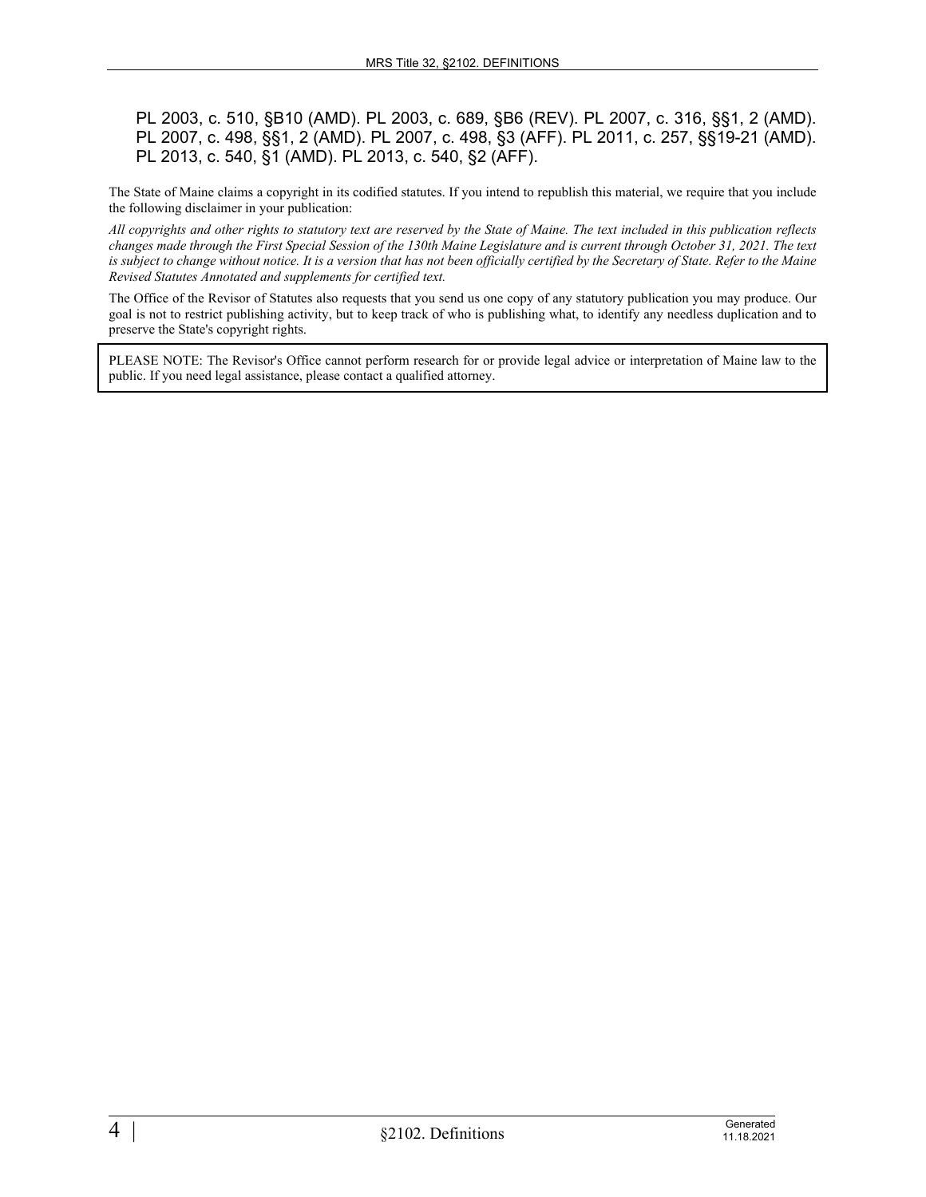PL 2003, c. 510, §B10 (AMD). PL 2003, c. 689, §B6 (REV). PL 2007, c. 316, §§1, 2 (AMD). PL 2007, c. 498, §§1, 2 (AMD). PL 2007, c. 498, §3 (AFF). PL 2011, c. 257, §§19-21 (AMD). PL 2013, c. 540, §1 (AMD). PL 2013, c. 540, §2 (AFF).

The State of Maine claims a copyright in its codified statutes. If you intend to republish this material, we require that you include the following disclaimer in your publication:

*All copyrights and other rights to statutory text are reserved by the State of Maine. The text included in this publication reflects changes made through the First Special Session of the 130th Maine Legislature and is current through October 31, 2021. The text is subject to change without notice. It is a version that has not been officially certified by the Secretary of State. Refer to the Maine Revised Statutes Annotated and supplements for certified text.*

The Office of the Revisor of Statutes also requests that you send us one copy of any statutory publication you may produce. Our goal is not to restrict publishing activity, but to keep track of who is publishing what, to identify any needless duplication and to preserve the State's copyright rights.

PLEASE NOTE: The Revisor's Office cannot perform research for or provide legal advice or interpretation of Maine law to the public. If you need legal assistance, please contact a qualified attorney.